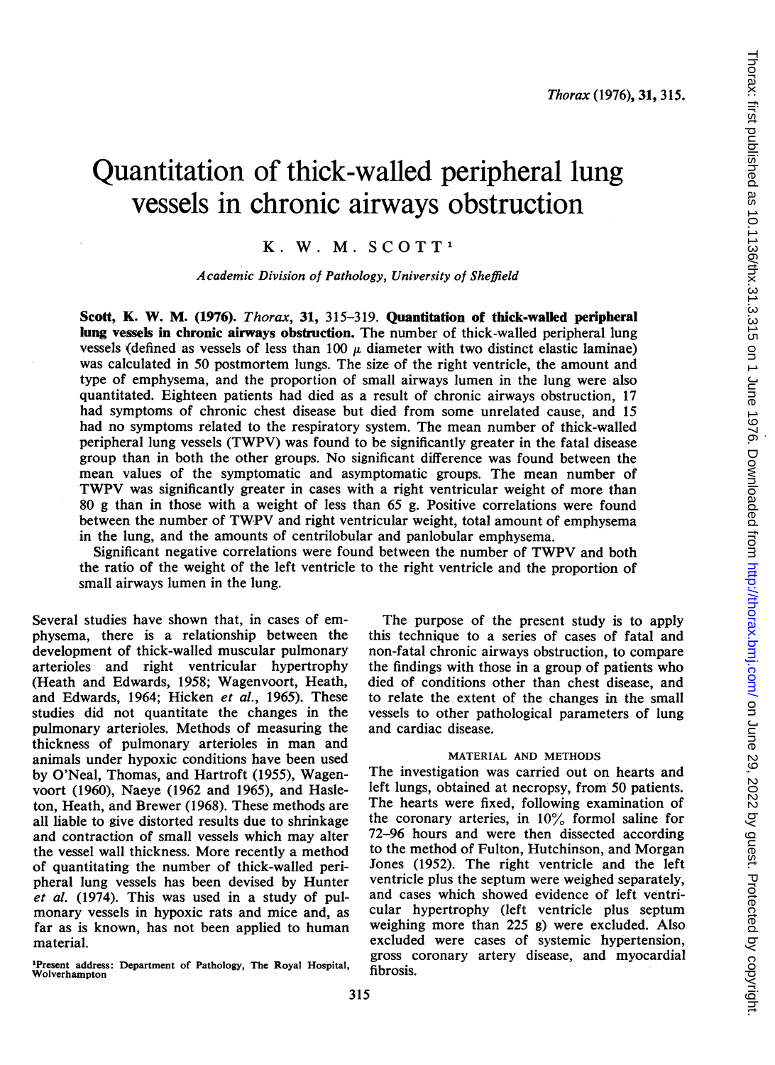# Quantitation of thick-walled peripheral lung vessels in chronic airways obstruction

K. W. M. SCOTT[1]

*Academic Division of Pathology, University of Sheffield*

**Scott, K. W. M. (1976).** *Thorax*, **31**, 315–319. **Quantitation of thick-walled peripheral lung vessels in chronic airways obstruction.** The number of thick-walled peripheral lung vessels (defined as vessels of less than 100 $\mu$ diameter with two distinct elastic laminae) was calculated in 50 postmortem lungs. The size of the right ventricle, the amount and type of emphysema, and the proportion of small airways lumen in the lung were also quantitated. Eighteen patients had died as a result of chronic airways obstruction, 17 had symptoms of chronic chest disease but died from some unrelated cause, and 15 had no symptoms related to the respiratory system. The mean number of thick-walled peripheral lung vessels (TWPV) was found to be significantly greater in the fatal disease group than in both the other groups. No significant difference was found between the mean values of the symptomatic and asymptomatic groups. The mean number of TWPV was significantly greater in cases with a right ventricular weight of more than 80 g than in those with a weight of less than 65 g. Positive correlations were found between the number of TWPV and right ventricular weight, total amount of emphysema in the lung, and the amounts of centrilobular and panlobular emphysema.

Significant negative correlations were found between the number of TWPV and both the ratio of the weight of the left ventricle to the right ventricle and the proportion of small airways lumen in the lung.

Several studies have shown that, in cases of emphysema, there is a relationship between the development of thick-walled muscular pulmonary arterioles and right ventricular hypertrophy (Heath and Edwards, 1958; Wagenvoort, Heath, and Edwards, 1964; Hicken *et al.*, 1965). These studies did not quantitate the changes in the pulmonary arterioles. Methods of measuring the thickness of pulmonary arterioles in man and animals under hypoxic conditions have been used by O'Neal, Thomas, and Hartroft (1955), Wagenvoort (1960), Naeye (1962 and 1965), and Hasleton, Heath, and Brewer (1968). These methods are all liable to give distorted results due to shrinkage and contraction of small vessels which may alter the vessel wall thickness. More recently a method of quantitating the number of thick-walled peripheral lung vessels has been devised by Hunter *et al.* (1974). This was used in a study of pulmonary vessels in hypoxic rats and mice and, as far as is known, has not been applied to human material.

The purpose of the present study is to apply this technique to a series of cases of fatal and non-fatal chronic airways obstruction, to compare the findings with those in a group of patients who died of conditions other than chest disease, and to relate the extent of the changes in the small vessels to other pathological parameters of lung and cardiac disease.

## MATERIAL AND METHODS

The investigation was carried out on hearts and left lungs, obtained at necropsy, from 50 patients. The hearts were fixed, following examination of the coronary arteries, in 10% formol saline for 72–96 hours and were then dissected according to the method of Fulton, Hutchinson, and Morgan Jones (1952). The right ventricle and the left ventricle plus the septum were weighed separately, and cases which showed evidence of left ventricular hypertrophy (left ventricle plus septum weighing more than 225 g) were excluded. Also excluded were cases of systemic hypertension, gross coronary artery disease, and myocardial fibrosis.

[1]Present address: Department of Pathology, The Royal Hospital, Wolverhampton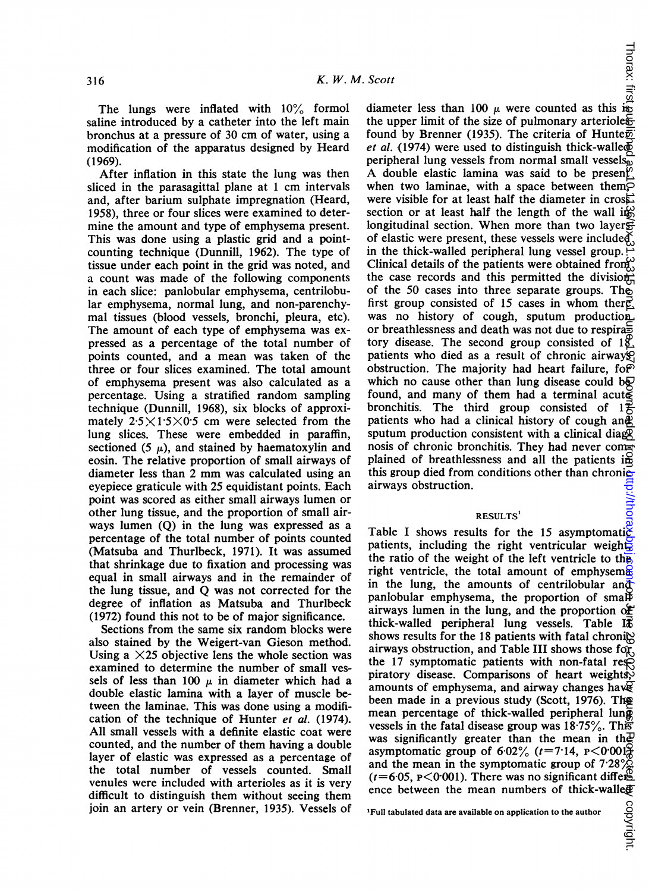The lungs were inflated with 10% formol saline introduced by a catheter into the left main bronchus at a pressure of 30 cm of water, using a modification of the apparatus designed by Heard (1969).

After inflation in this state the lung was then sliced in the parasagittal plane at 1 cm intervals and, after barium sulphate impregnation (Heard, 1958), three or four slices were examined to determine the amount and type of emphysema present. This was done using a plastic grid and a point-counting technique (Dunnill, 1962). The type of tissue under each point in the grid was noted, and a count was made of the following components in each slice: panlobular emphysema, centrilobular emphysema, normal lung, and non-parenchymal tissues (blood vessels, bronchi, pleura, etc). The amount of each type of emphysema was expressed as a percentage of the total number of points counted, and a mean was taken of the three or four slices examined. The total amount of emphysema present was also calculated as a percentage. Using a stratified random sampling technique (Dunnill, 1968), six blocks of approximately $2 \cdot 5 \times 1 \cdot 5 \times 0 \cdot 5$ cm were selected from the lung slices. These were embedded in paraffin, sectioned (5 $\mu$), and stained by haematoxylin and eosin. The relative proportion of small airways of diameter less than 2 mm was calculated using an eyepiece graticule with 25 equidistant points. Each point was scored as either small airways lumen or other lung tissue, and the proportion of small airways lumen (Q) in the lung was expressed as a percentage of the total number of points counted (Matsuba and Thurlbeck, 1971). It was assumed that shrinkage due to fixation and processing was equal in small airways and in the remainder of the lung tissue, and Q was not corrected for the degree of inflation as Matsuba and Thurlbeck (1972) found this not to be of major significance.

Sections from the same six random blocks were also stained by the Weigert-van Gieson method. Using a ×25 objective lens the whole section was examined to determine the number of small vessels of less than 100 $\mu$ in diameter which had a double elastic lamina with a layer of muscle between the laminae. This was done using a modification of the technique of Hunter *et al.* (1974). All small vessels with a definite elastic coat were counted, and the number of them having a double layer of elastic was expressed as a percentage of the total number of vessels counted. Small venules were included with arterioles as it is very difficult to distinguish them without seeing them join an artery or vein (Brenner, 1935). Vessels of diameter less than 100 $\mu$ were counted as this is the upper limit of the size of pulmonary arterioles found by Brenner (1935). The criteria of Hunter *et al.* (1974) were used to distinguish thick-walled peripheral lung vessels from normal small vessels. A double elastic lamina was said to be present when two laminae, with a space between them, were visible for at least half the diameter in cross section or at least half the length of the wall in longitudinal section. When more than two layers of elastic were present, these vessels were included in the thick-walled peripheral lung vessel group. Clinical details of the patients were obtained from the case records and this permitted the division of the 50 cases into three separate groups. The first group consisted of 15 cases in whom there was no history of cough, sputum production or breathlessness and death was not due to respiratory disease. The second group consisted of 18 patients who died as a result of chronic airways obstruction. The majority had heart failure, for which no cause other than lung disease could be found, and many of them had a terminal acute bronchitis. The third group consisted of 17 patients who had a clinical history of cough and sputum production consistent with a clinical diagnosis of chronic bronchitis. They had never complained of breathlessness and all the patients in this group died from conditions other than chronic airways obstruction.

## RESULTS[1]

Table I shows results for the 15 asymptomatic patients, including the right ventricular weight, the ratio of the weight of the left ventricle to the right ventricle, the total amount of emphysema in the lung, the amounts of centrilobular and panlobular emphysema, the proportion of small airways lumen in the lung, and the proportion of thick-walled peripheral lung vessels. Table II shows results for the 18 patients with fatal chronic airways obstruction, and Table III shows those for the 17 symptomatic patients with non-fatal respiratory disease. Comparisons of heart weights, amounts of emphysema, and airway changes have been made in a previous study (Scott, 1976). The mean percentage of thick-walled peripheral lung vessels in the fatal disease group was 18·75%. This was significantly greater than the mean in the asymptomatic group of 6·02% ($t=7 \cdot 14$, $P<0 \cdot 001$) and the mean in the symptomatic group of 7·28% ($t=6 \cdot 05$, $P<0 \cdot 001$). There was no significant difference between the mean numbers of thick-walled

[1] Full tabulated data are available on application to the author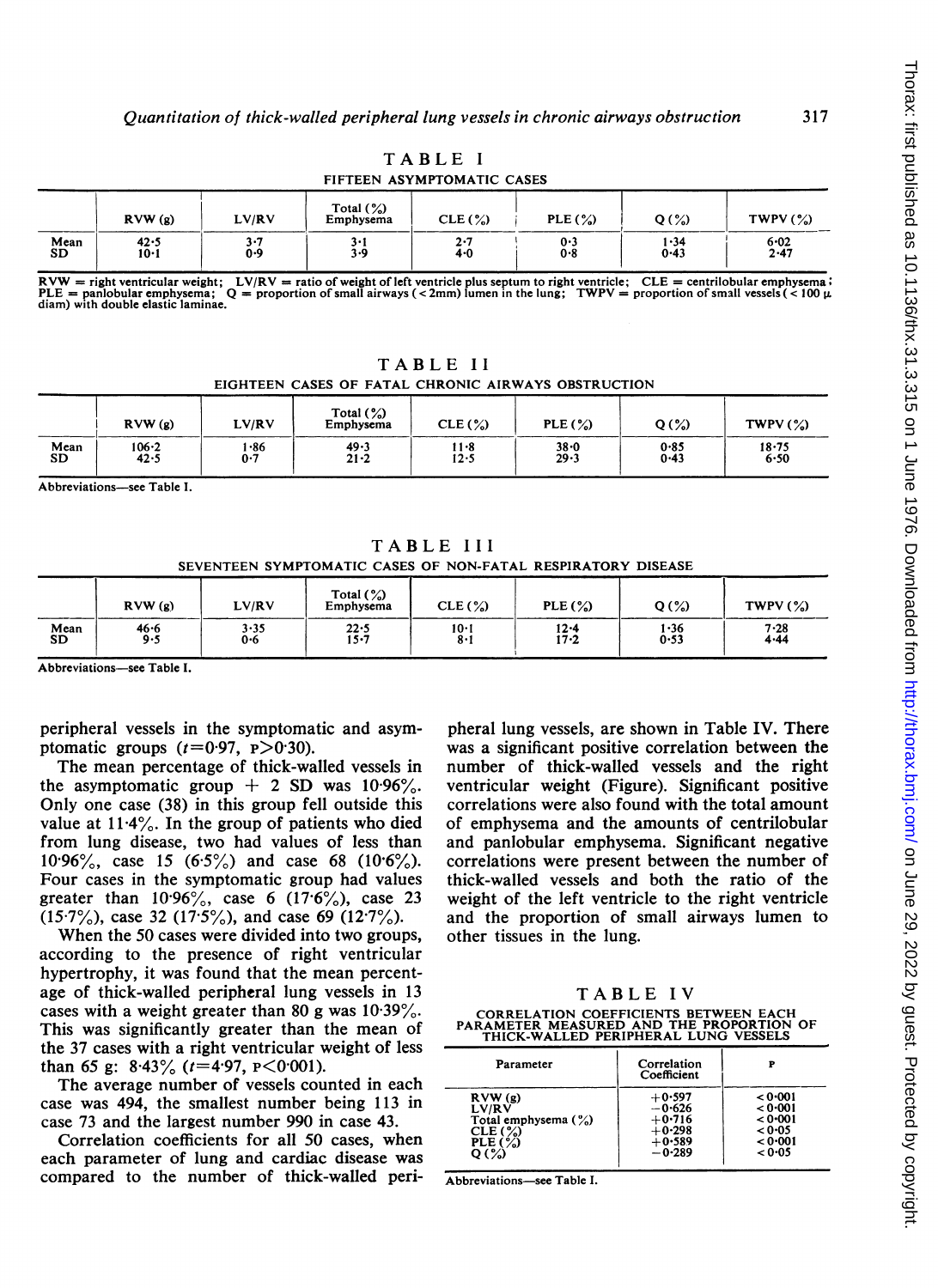TABLE I

FIFTEEN ASYMPTOMATIC CASES

| | RVW (g) | LV/RV | Total (%) Emphysema | CLE (%) | PLE (%) | Q (%) | TWPV (%) |
|---|---|---|---|---|---|---|---|
| Mean | 42·5 | 3·7 | 3·1 | 2·7 | 0·3 | 1·34 | 6·02 |
| SD | 10·1 | 0·9 | 3·9 | 4·0 | 0·8 | 0·43 | 2·47 |

RVW = right ventricular weight; LV/RV = ratio of weight of left ventricle plus septum to right ventricle; CLE = centrilobular emphysema; PLE = panlobular emphysema; Q = proportion of small airways (< 2mm) lumen in the lung; TWPV = proportion of small vessels (< 100 μ diam) with double elastic laminae.

TABLE II

EIGHTEEN CASES OF FATAL CHRONIC AIRWAYS OBSTRUCTION

| | RVW (g) | LV/RV | Total (%) Emphysema | CLE (%) | PLE (%) | Q (%) | TWPV (%) |
|---|---|---|---|---|---|---|---|
| Mean | 106·2 | 1·86 | 49·3 | 11·8 | 38·0 | 0·85 | 18·75 |
| SD | 42·5 | 0·7 | 21·2 | 12·5 | 29·3 | 0·43 | 6·50 |

Abbreviations—see Table I.

TABLE III

SEVENTEEN SYMPTOMATIC CASES OF NON-FATAL RESPIRATORY DISEASE

| | RVW (g) | LV/RV | Total (%) Emphysema | CLE (%) | PLE (%) | Q (%) | TWPV (%) |
|---|---|---|---|---|---|---|---|
| Mean | 46·6 | 3·35 | 22·5 | 10·1 | 12·4 | 1·36 | 7·28 |
| SD | 9·5 | 0·6 | 15·7 | 8·1 | 17·2 | 0·53 | 4·44 |

Abbreviations—see Table I.

peripheral vessels in the symptomatic and asymptomatic groups ($t$=0·97, P>0·30).

The mean percentage of thick-walled vessels in the asymptomatic group + 2 SD was 10·96%. Only one case (38) in this group fell outside this value at 11·4%. In the group of patients who died from lung disease, two had values of less than 10·96%, case 15 (6·5%) and case 68 (10·6%). Four cases in the symptomatic group had values greater than 10·96%, case 6 (17·6%), case 23 (15·7%), case 32 (17·5%), and case 69 (12·7%).

When the 50 cases were divided into two groups, according to the presence of right ventricular hypertrophy, it was found that the mean percentage of thick-walled peripheral lung vessels in 13 cases with a weight greater than 80 g was 10·39%. This was significantly greater than the mean of the 37 cases with a right ventricular weight of less than 65 g: 8·43% ($t$=4·97, P<0·001).

The average number of vessels counted in each case was 494, the smallest number being 113 in case 73 and the largest number 990 in case 43.

Correlation coefficients for all 50 cases, when each parameter of lung and cardiac disease was compared to the number of thick-walled peripheral lung vessels, are shown in Table IV. There was a significant positive correlation between the number of thick-walled vessels and the right ventricular weight (Figure). Significant positive correlations were also found with the total amount of emphysema and the amounts of centrilobular and panlobular emphysema. Significant negative correlations were present between the number of thick-walled vessels and both the ratio of the weight of the left ventricle to the right ventricle and the proportion of small airways lumen to other tissues in the lung.

TABLE IV

CORRELATION COEFFICIENTS BETWEEN EACH PARAMETER MEASURED AND THE PROPORTION OF THICK-WALLED PERIPHERAL LUNG VESSELS

| Parameter | Correlation Coefficient | P |
|---|---|---|
| RVW (g) | +0·597 | < 0·001 |
| LV/RV | −0·626 | < 0·001 |
| Total emphysema (%) | +0·716 | < 0·001 |
| CLE (%) | +0·298 | < 0·05 |
| PLE (%) | +0·589 | < 0·001 |
| Q (%) | −0·289 | < 0·05 |

Abbreviations—see Table I.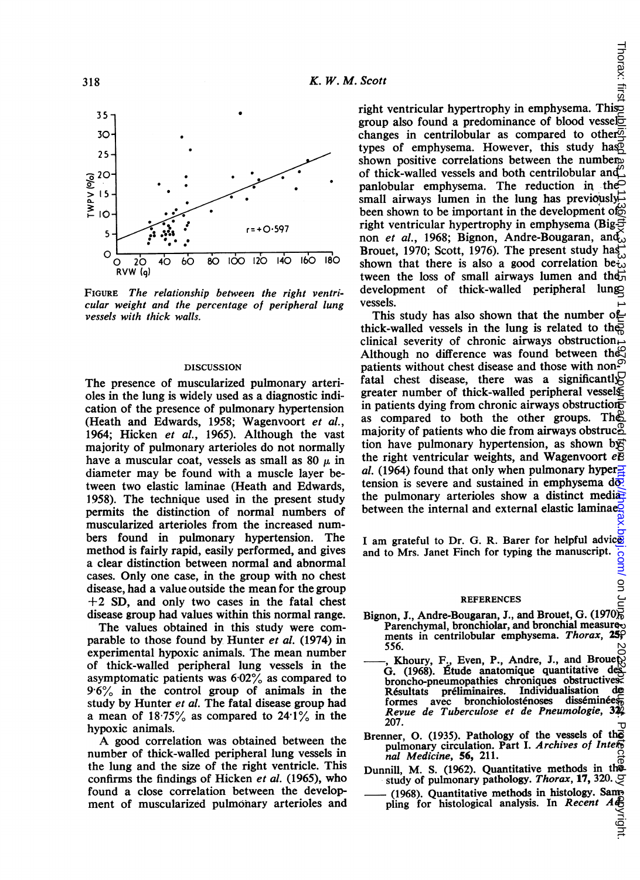FIGURE *The relationship between the right ventricular weight and the percentage of peripheral lung vessels with thick walls.*

## DISCUSSION

The presence of muscularized pulmonary arterioles in the lung is widely used as a diagnostic indication of the presence of pulmonary hypertension (Heath and Edwards, 1958; Wagenvoort *et al.*, 1964; Hicken *et al.*, 1965). Although the vast majority of pulmonary arterioles do not normally have a muscular coat, vessels as small as 80 $\mu$ in diameter may be found with a muscle layer between two elastic laminae (Heath and Edwards, 1958). The technique used in the present study permits the distinction of normal numbers of muscularized arterioles from the increased numbers found in pulmonary hypertension. The method is fairly rapid, easily performed, and gives a clear distinction between normal and abnormal cases. Only one case, in the group with no chest disease, had a value outside the mean for the group +2 SD, and only two cases in the fatal chest disease group had values within this normal range.

The values obtained in this study were comparable to those found by Hunter *et al.* (1974) in experimental hypoxic animals. The mean number of thick-walled peripheral lung vessels in the asymptomatic patients was 6·02% as compared to 9·6% in the control group of animals in the study by Hunter *et al.* The fatal disease group had a mean of 18·75% as compared to 24·1% in the hypoxic animals.

A good correlation was obtained between the number of thick-walled peripheral lung vessels in the lung and the size of the right ventricle. This confirms the findings of Hicken *et al.* (1965), who found a close correlation between the development of muscularized pulmonary arterioles and right ventricular hypertrophy in emphysema. This group also found a predominance of blood vessel changes in centrilobular as compared to other types of emphysema. However, this study has shown positive correlations between the number of thick-walled vessels and both centrilobular and panlobular emphysema. The reduction in the small airways lumen in the lung has previously been shown to be important in the development of right ventricular hypertrophy in emphysema (Bignon *et al.*, 1968; Bignon, Andre-Bougaran, and Brouet, 1970; Scott, 1976). The present study has shown that there is also a good correlation between the loss of small airways lumen and the development of thick-walled peripheral lung vessels.

This study has also shown that the number of thick-walled vessels in the lung is related to the clinical severity of chronic airways obstruction. Although no difference was found between the patients without chest disease and those with non-fatal chest disease, there was a significantly greater number of thick-walled peripheral vessels in patients dying from chronic airways obstruction as compared to both the other groups. The majority of patients who die from airways obstruction have pulmonary hypertension, as shown by the right ventricular weights, and Wagenvoort *et al.* (1964) found that only when pulmonary hypertension is severe and sustained in emphysema do the pulmonary arterioles show a distinct media between the internal and external elastic laminae.

I am grateful to Dr. G. R. Barer for helpful advice and to Mrs. Janet Finch for typing the manuscript.

## REFERENCES

Bignon, J., Andre-Bougaran, J., and Brouet, G. (1970). Parenchymal, bronchiolar, and bronchial measurements in centrilobular emphysema. *Thorax*, **25**, 556.

——, Khoury, F., Even, P., Andre, J., and Brouet, G. (1968). Étude anatomique quantitative des broncho-pneumopathies chroniques obstructives. Résultats préliminaires. Individualisation de formes avec bronchiolosténoses disséminées. *Revue de Tuberculose et de Pneumologie*, **32**, 207.

Brenner, O. (1935). Pathology of the vessels of the pulmonary circulation. Part I. *Archives of Internal Medicine*, **56**, 211.

Dunnill, M. S. (1962). Quantitative methods in the study of pulmonary pathology. *Thorax*, **17**, 320.

—— (1968). Quantitative methods in histology. Sampling for histological analysis. In *Recent Ad-*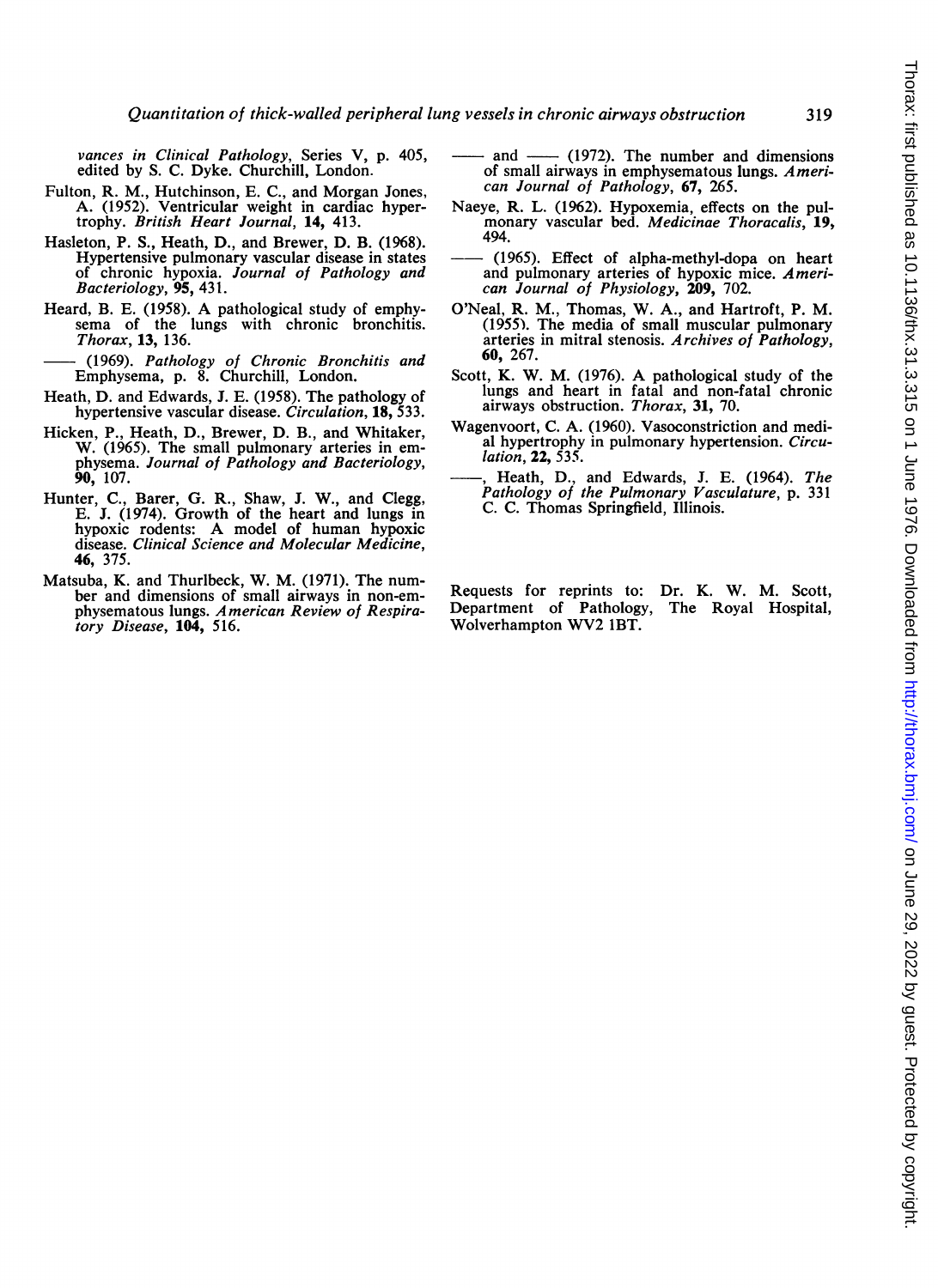vances in Clinical Pathology*, Series V, p. 405, edited by S. C. Dyke. Churchill, London.

Fulton, R. M., Hutchinson, E. C., and Morgan Jones, A. (1952). Ventricular weight in cardiac hypertrophy. *British Heart Journal*, **14**, 413.

Hasleton, P. S., Heath, D., and Brewer, D. B. (1968). Hypertensive pulmonary vascular disease in states of chronic hypoxia. *Journal of Pathology and Bacteriology*, **95**, 431.

Heard, B. E. (1958). A pathological study of emphysema of the lungs with chronic bronchitis. *Thorax*, **13**, 136.

—— (1969). *Pathology of Chronic Bronchitis and Emphysema*, p. 8. Churchill, London.

Heath, D. and Edwards, J. E. (1958). The pathology of hypertensive vascular disease. *Circulation*, **18**, 533.

Hicken, P., Heath, D., Brewer, D. B., and Whitaker, W. (1965). The small pulmonary arteries in emphysema. *Journal of Pathology and Bacteriology*, **90**, 107.

Hunter, C., Barer, G. R., Shaw, J. W., and Clegg, E. J. (1974). Growth of the heart and lungs in hypoxic rodents: A model of human hypoxic disease. *Clinical Science and Molecular Medicine*, **46**, 375.

Matsuba, K. and Thurlbeck, W. M. (1971). The number and dimensions of small airways in non-emphysematous lungs. *American Review of Respiratory Disease*, **104**, 516.

—— and —— (1972). The number and dimensions of small airways in emphysematous lungs. *American Journal of Pathology*, **67**, 265.

Naeye, R. L. (1962). Hypoxemia, effects on the pulmonary vascular bed. *Medicinae Thoracalis*, **19**, 494.

—— (1965). Effect of alpha-methyl-dopa on heart and pulmonary arteries of hypoxic mice. *American Journal of Physiology*, **209**, 702.

O'Neal, R. M., Thomas, W. A., and Hartroft, P. M. (1955). The media of small muscular pulmonary arteries in mitral stenosis. *Archives of Pathology*, **60**, 267.

Scott, K. W. M. (1976). A pathological study of the lungs and heart in fatal and non-fatal chronic airways obstruction. *Thorax*, **31**, 70.

Wagenvoort, C. A. (1960). Vasoconstriction and medial hypertrophy in pulmonary hypertension. *Circulation*, **22**, 535.

——, Heath, D., and Edwards, J. E. (1964). *The Pathology of the Pulmonary Vasculature*, p. 331 C. C. Thomas Springfield, Illinois.

Requests for reprints to: Dr. K. W. M. Scott, Department of Pathology, The Royal Hospital, Wolverhampton WV2 1BT.